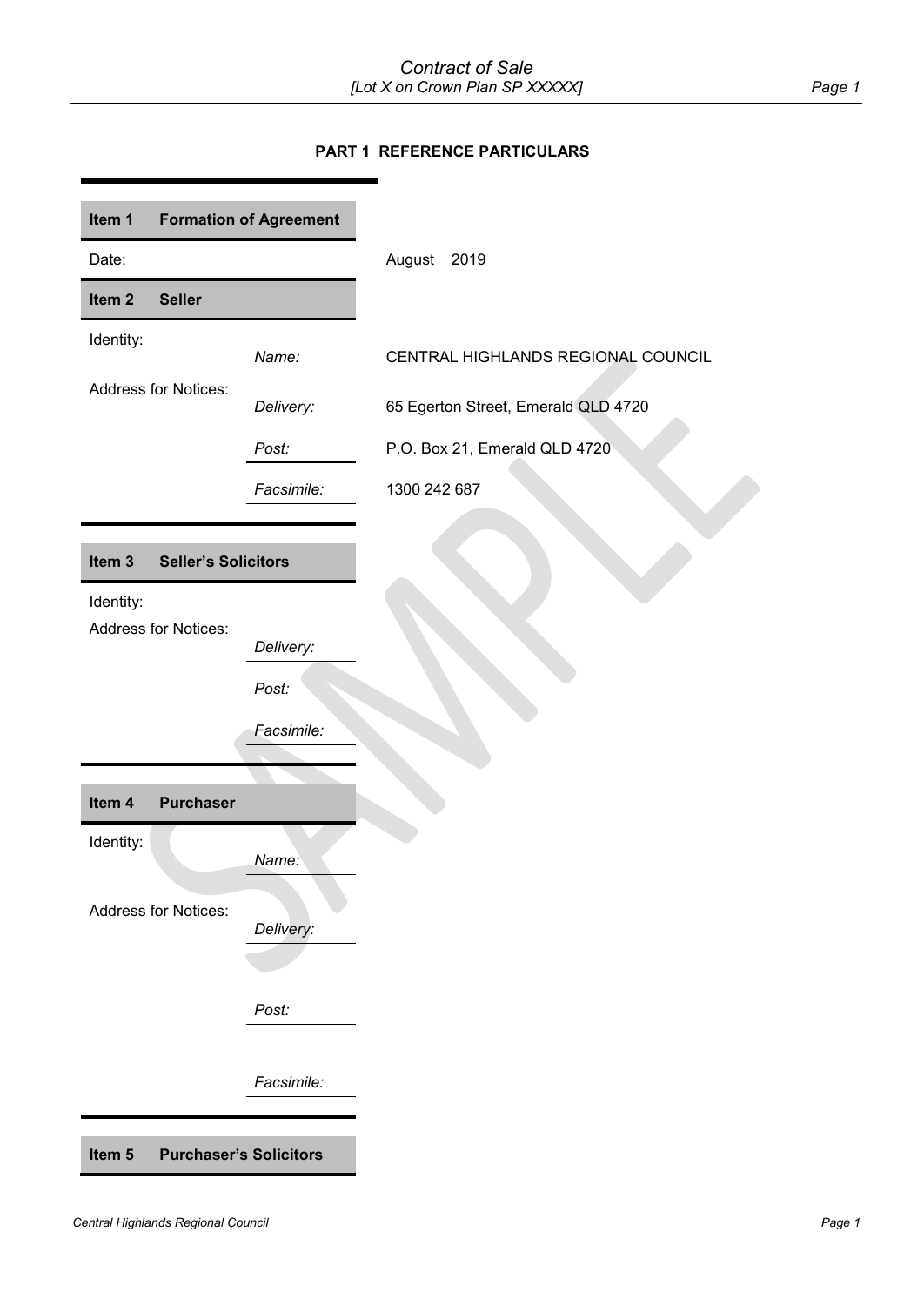## PART 1 REFERENCE PARTICULARS

| **Item 1 Formation of Agreement** | | |
|---|---|---|
| Date: | | August 2019 |

| **Item 2 Seller** | | |
|---|---|---|
| Identity: | *Name:* | CENTRAL HIGHLANDS REGIONAL COUNCIL |
| Address for Notices: | *Delivery:* | 65 Egerton Street, Emerald QLD 4720 |
| | *Post:* | P.O. Box 21, Emerald QLD 4720 |
| | *Facsimile:* | 1300 242 687 |

| **Item 3 Seller's Solicitors** | | |
|---|---|---|
| Identity: | | |
| Address for Notices: | *Delivery:* | |
| | *Post:* | |
| | *Facsimile:* | |

| **Item 4 Purchaser** | | |
|---|---|---|
| Identity: | *Name:* | |
| Address for Notices: | *Delivery:* | |
| | *Post:* | |
| | *Facsimile:* | |

| **Item 5 Purchaser's Solicitors** | | |
|---|---|---|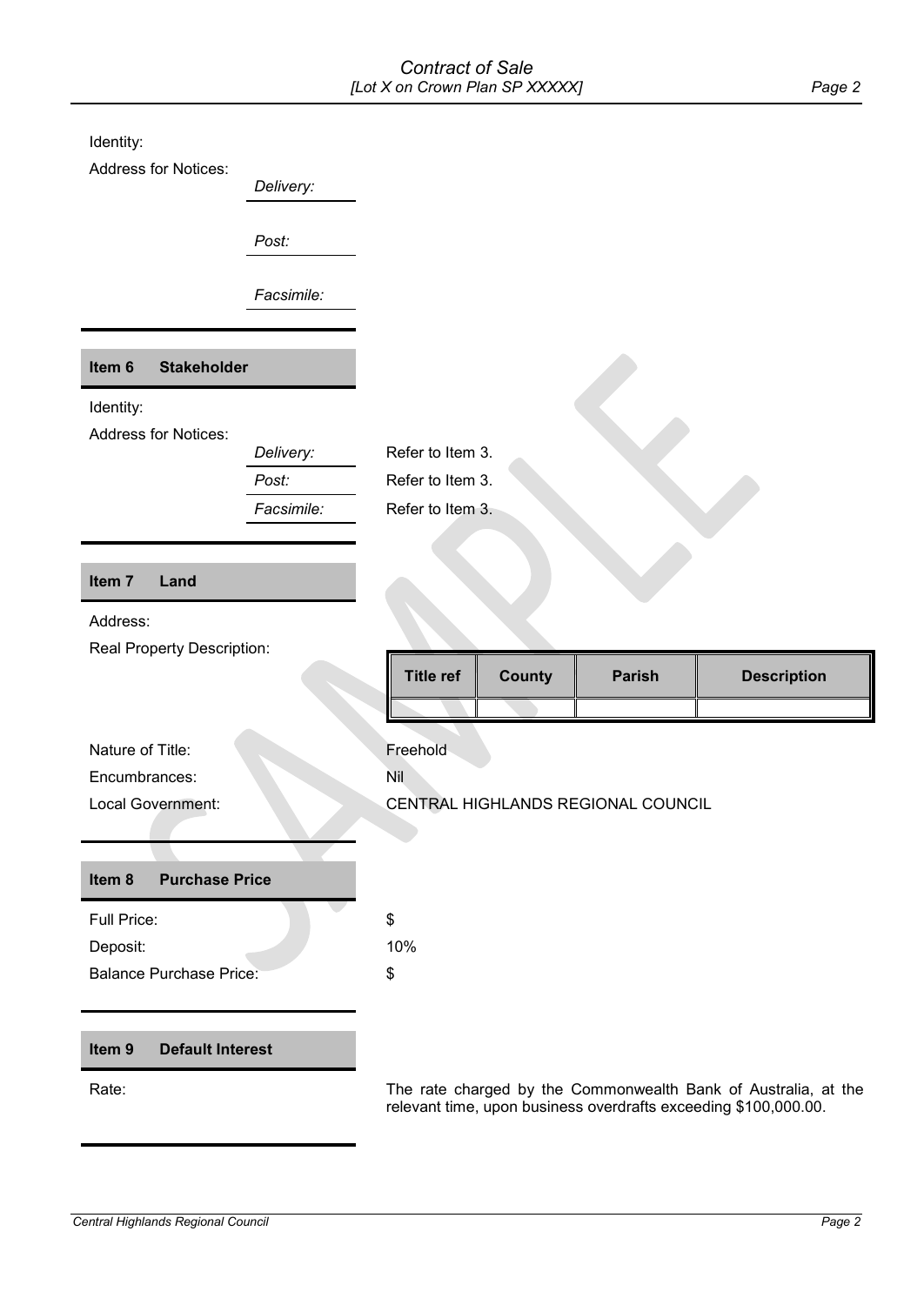Identity:

Address for Notices:

*Delivery:*

*Post:*

*Facsimile:*

## Item 6 Stakeholder

Identity:

Address for Notices:

*Delivery:* Refer to Item 3.

*Post:* Refer to Item 3.

*Facsimile:* Refer to Item 3.

## Item 7 Land

Address:

Real Property Description:

| Title ref | County | Parish | Description |
|---|---|---|---|
| | | | |

Nature of Title: Freehold

Encumbrances: Nil

Local Government: CENTRAL HIGHLANDS REGIONAL COUNCIL

## Item 8 Purchase Price

Full Price: $

Deposit: 10%

Balance Purchase Price: $

## Item 9 Default Interest

Rate: The rate charged by the Commonwealth Bank of Australia, at the relevant time, upon business overdrafts exceeding $100,000.00.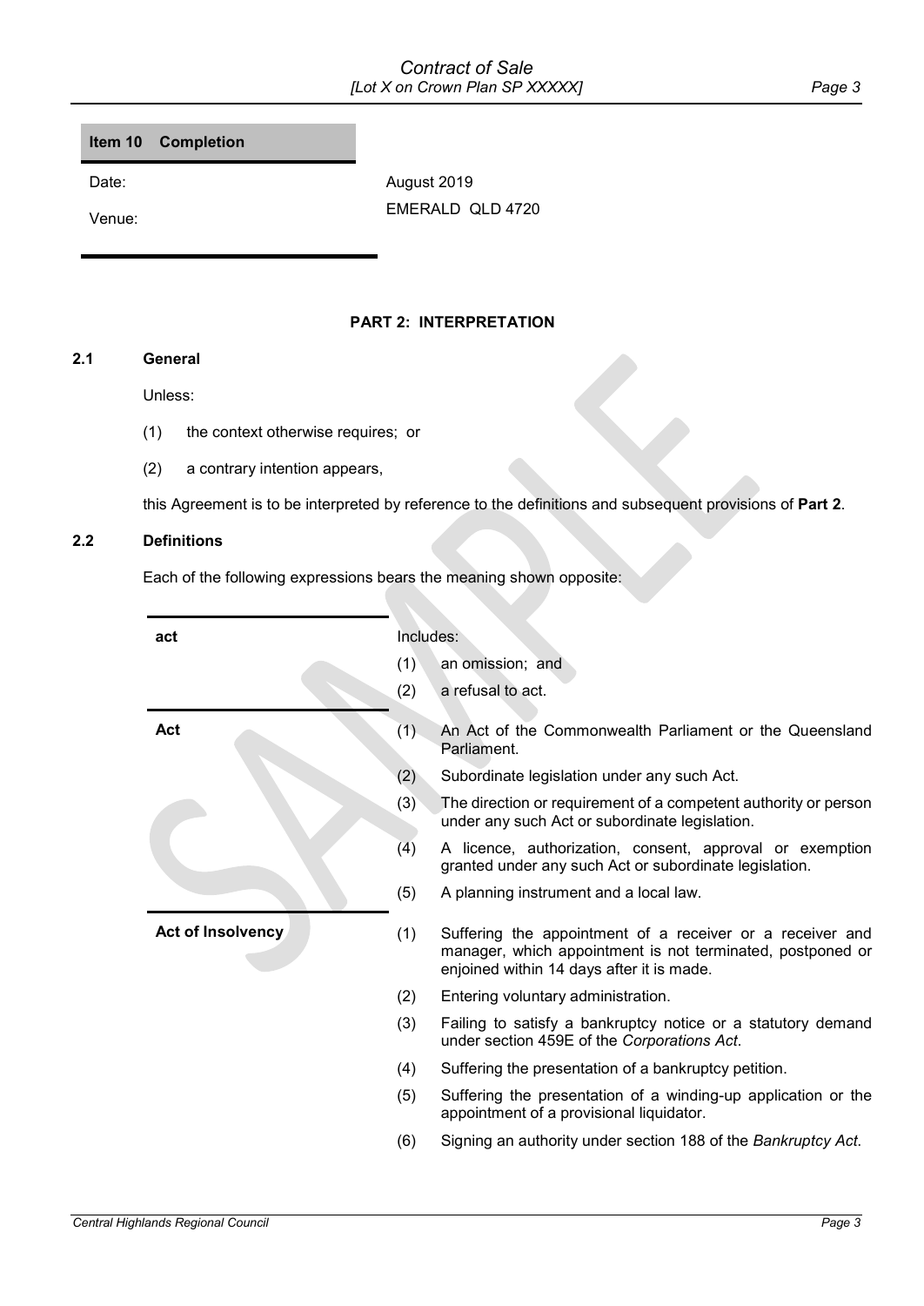| **Item 10 Completion** | |
| --- | --- |
| Date: | August 2019 |
| Venue: | EMERALD QLD 4720 |

## PART 2: INTERPRETATION

### 2.1 General

Unless:

(1) the context otherwise requires; or

(2) a contrary intention appears,

this Agreement is to be interpreted by reference to the definitions and subsequent provisions of **Part 2**.

### 2.2 Definitions

Each of the following expressions bears the meaning shown opposite:

| | |
| --- | --- |
| **act** | Includes:<br>(1) an omission; and<br>(2) a refusal to act. |
| **Act** | (1) An Act of the Commonwealth Parliament or the Queensland Parliament.<br>(2) Subordinate legislation under any such Act.<br>(3) The direction or requirement of a competent authority or person under any such Act or subordinate legislation.<br>(4) A licence, authorization, consent, approval or exemption granted under any such Act or subordinate legislation.<br>(5) A planning instrument and a local law. |
| **Act of Insolvency** | (1) Suffering the appointment of a receiver or a receiver and manager, which appointment is not terminated, postponed or enjoined within 14 days after it is made.<br>(2) Entering voluntary administration.<br>(3) Failing to satisfy a bankruptcy notice or a statutory demand under section 459E of the *Corporations Act*.<br>(4) Suffering the presentation of a bankruptcy petition.<br>(5) Suffering the presentation of a winding-up application or the appointment of a provisional liquidator.<br>(6) Signing an authority under section 188 of the *Bankruptcy Act*. |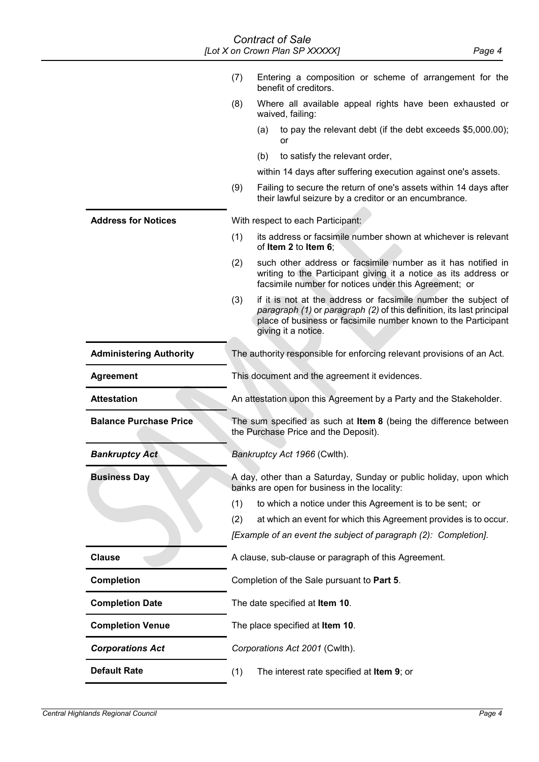(7) Entering a composition or scheme of arrangement for the benefit of creditors.

(8) Where all available appeal rights have been exhausted or waived, failing:

(a) to pay the relevant debt (if the debt exceeds $5,000.00); or

(b) to satisfy the relevant order,

within 14 days after suffering execution against one's assets.

(9) Failing to secure the return of one's assets within 14 days after their lawful seizure by a creditor or an encumbrance.

| | |
|---|---|
| **Address for Notices** | With respect to each Participant:<br>(1) its address or facsimile number shown at whichever is relevant of **Item 2** to **Item 6**;<br>(2) such other address or facsimile number as it has notified in writing to the Participant giving it a notice as its address or facsimile number for notices under this Agreement; or<br>(3) if it is not at the address or facsimile number the subject of *paragraph (1)* or *paragraph (2)* of this definition, its last principal place of business or facsimile number known to the Participant giving it a notice. |
| **Administering Authority** | The authority responsible for enforcing relevant provisions of an Act. |
| **Agreement** | This document and the agreement it evidences. |
| **Attestation** | An attestation upon this Agreement by a Party and the Stakeholder. |
| **Balance Purchase Price** | The sum specified as such at **Item 8** (being the difference between the Purchase Price and the Deposit). |
| ***Bankruptcy Act*** | *Bankruptcy Act 1966* (Cwlth). |
| **Business Day** | A day, other than a Saturday, Sunday or public holiday, upon which banks are open for business in the locality:<br>(1) to which a notice under this Agreement is to be sent; or<br>(2) at which an event for which this Agreement provides is to occur.<br>*[Example of an event the subject of paragraph (2): Completion].* |
| **Clause** | A clause, sub-clause or paragraph of this Agreement. |
| **Completion** | Completion of the Sale pursuant to **Part 5**. |
| **Completion Date** | The date specified at **Item 10**. |
| **Completion Venue** | The place specified at **Item 10**. |
| ***Corporations Act*** | *Corporations Act 2001* (Cwlth). |
| **Default Rate** | (1) The interest rate specified at **Item 9**; or |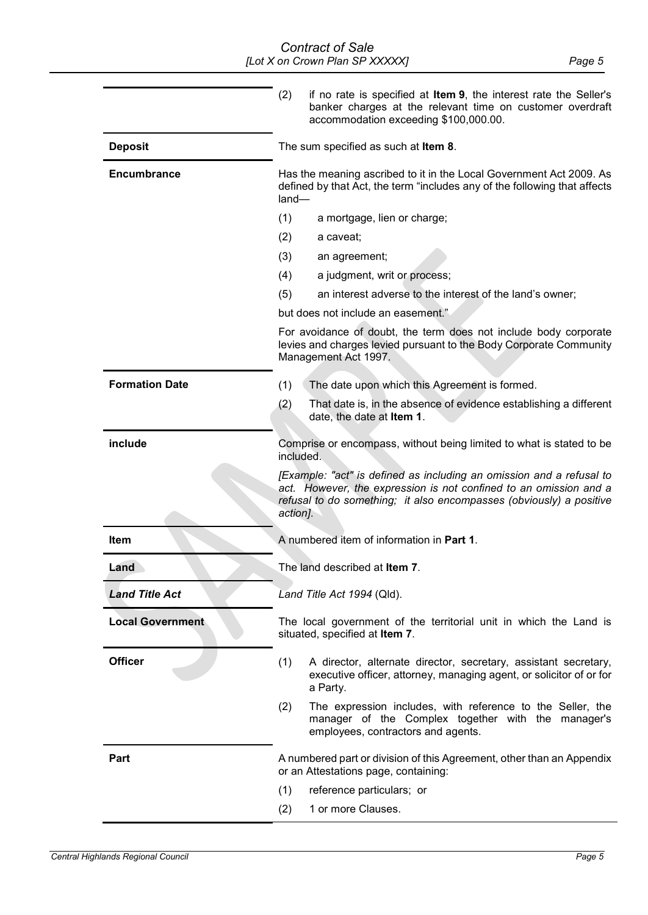| | |
|---|---|
| | (2) if no rate is specified at **Item 9**, the interest rate the Seller's banker charges at the relevant time on customer overdraft accommodation exceeding $100,000.00. |
| **Deposit** | The sum specified as such at **Item 8**. |
| **Encumbrance** | Has the meaning ascribed to it in the Local Government Act 2009. As defined by that Act, the term "includes any of the following that affects land—<br>(1) a mortgage, lien or charge;<br>(2) a caveat;<br>(3) an agreement;<br>(4) a judgment, writ or process;<br>(5) an interest adverse to the interest of the land's owner;<br>but does not include an easement."<br>For avoidance of doubt, the term does not include body corporate levies and charges levied pursuant to the Body Corporate Community Management Act 1997. |
| **Formation Date** | (1) The date upon which this Agreement is formed.<br>(2) That date is, in the absence of evidence establishing a different date, the date at **Item 1**. |
| **include** | Comprise or encompass, without being limited to what is stated to be included.<br>*[Example: "act" is defined as including an omission and a refusal to act. However, the expression is not confined to an omission and a refusal to do something; it also encompasses (obviously) a positive action].* |
| **Item** | A numbered item of information in **Part 1**. |
| **Land** | The land described at **Item 7**. |
| ***Land Title Act*** | *Land Title Act 1994* (Qld). |
| **Local Government** | The local government of the territorial unit in which the Land is situated, specified at **Item 7**. |
| **Officer** | (1) A director, alternate director, secretary, assistant secretary, executive officer, attorney, managing agent, or solicitor of or for a Party.<br>(2) The expression includes, with reference to the Seller, the manager of the Complex together with the manager's employees, contractors and agents. |
| **Part** | A numbered part or division of this Agreement, other than an Appendix or an Attestations page, containing:<br>(1) reference particulars; or<br>(2) 1 or more Clauses. |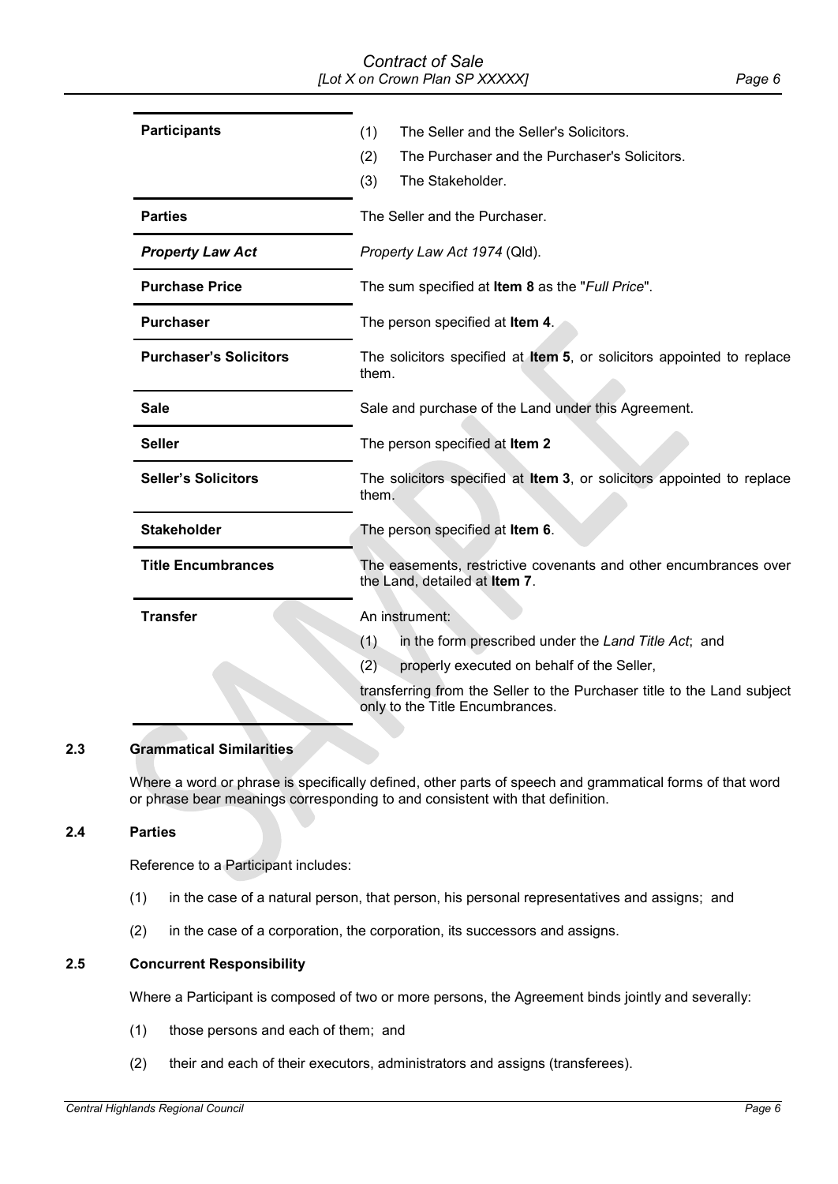| | |
|---|---|
| **Participants** | (1) The Seller and the Seller's Solicitors.<br>(2) The Purchaser and the Purchaser's Solicitors.<br>(3) The Stakeholder. |
| **Parties** | The Seller and the Purchaser. |
| ***Property Law Act*** | *Property Law Act 1974* (Qld). |
| **Purchase Price** | The sum specified at **Item 8** as the "*Full Price*". |
| **Purchaser** | The person specified at **Item 4**. |
| **Purchaser's Solicitors** | The solicitors specified at **Item 5**, or solicitors appointed to replace them. |
| **Sale** | Sale and purchase of the Land under this Agreement. |
| **Seller** | The person specified at **Item 2** |
| **Seller's Solicitors** | The solicitors specified at **Item 3**, or solicitors appointed to replace them. |
| **Stakeholder** | The person specified at **Item 6**. |
| **Title Encumbrances** | The easements, restrictive covenants and other encumbrances over the Land, detailed at **Item 7**. |
| **Transfer** | An instrument:<br>(1) in the form prescribed under the *Land Title Act*; and<br>(2) properly executed on behalf of the Seller,<br>transferring from the Seller to the Purchaser title to the Land subject only to the Title Encumbrances. |

### 2.3 Grammatical Similarities

Where a word or phrase is specifically defined, other parts of speech and grammatical forms of that word or phrase bear meanings corresponding to and consistent with that definition.

### 2.4 Parties

Reference to a Participant includes:

(1) in the case of a natural person, that person, his personal representatives and assigns; and

(2) in the case of a corporation, the corporation, its successors and assigns.

### 2.5 Concurrent Responsibility

Where a Participant is composed of two or more persons, the Agreement binds jointly and severally:

(1) those persons and each of them; and

(2) their and each of their executors, administrators and assigns (transferees).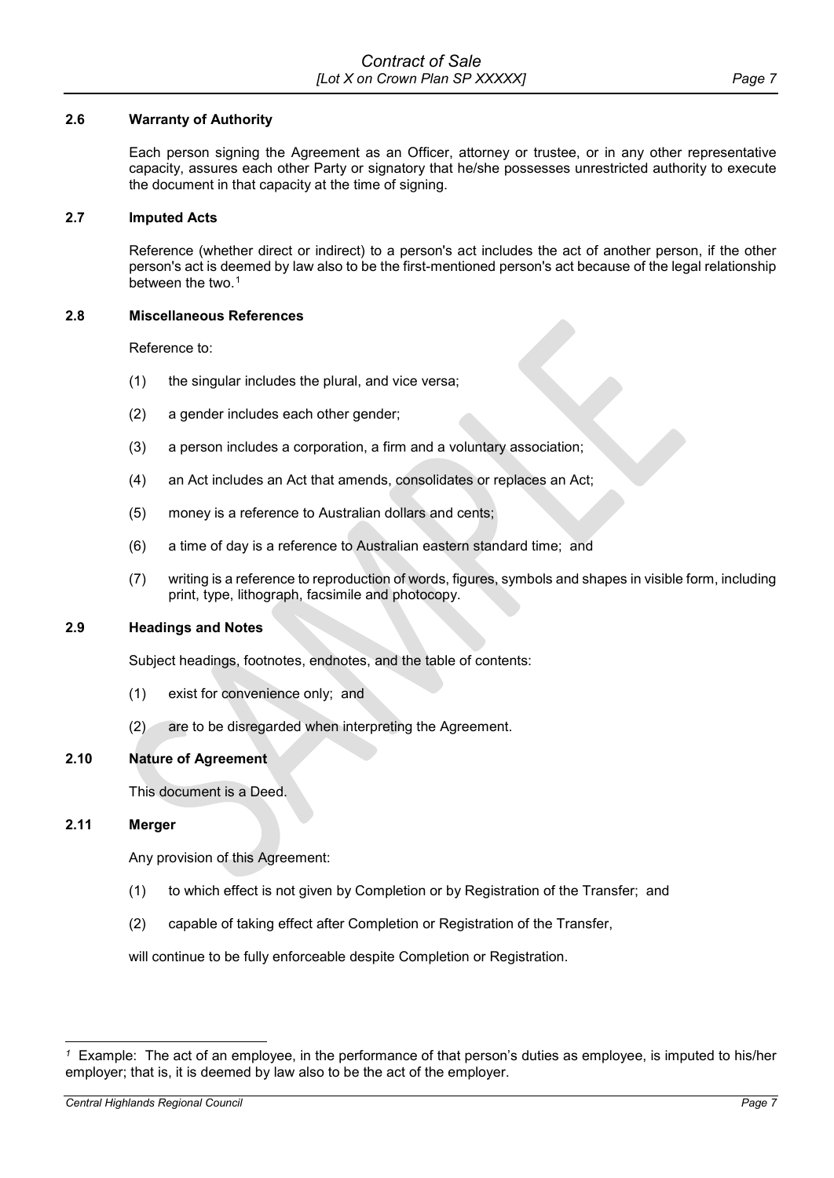### 2.6 Warranty of Authority

Each person signing the Agreement as an Officer, attorney or trustee, or in any other representative capacity, assures each other Party or signatory that he/she possesses unrestricted authority to execute the document in that capacity at the time of signing.

### 2.7 Imputed Acts

Reference (whether direct or indirect) to a person's act includes the act of another person, if the other person's act is deemed by law also to be the first-mentioned person's act because of the legal relationship between the two.[1]

### 2.8 Miscellaneous References

Reference to:

(1) the singular includes the plural, and vice versa;

(2) a gender includes each other gender;

(3) a person includes a corporation, a firm and a voluntary association;

(4) an Act includes an Act that amends, consolidates or replaces an Act;

(5) money is a reference to Australian dollars and cents;

(6) a time of day is a reference to Australian eastern standard time; and

(7) writing is a reference to reproduction of words, figures, symbols and shapes in visible form, including print, type, lithograph, facsimile and photocopy.

### 2.9 Headings and Notes

Subject headings, footnotes, endnotes, and the table of contents:

(1) exist for convenience only; and

(2) are to be disregarded when interpreting the Agreement.

### 2.10 Nature of Agreement

This document is a Deed.

### 2.11 Merger

Any provision of this Agreement:

(1) to which effect is not given by Completion or by Registration of the Transfer; and

(2) capable of taking effect after Completion or Registration of the Transfer,

will continue to be fully enforceable despite Completion or Registration.

---

[1] Example: The act of an employee, in the performance of that person's duties as employee, is imputed to his/her employer; that is, it is deemed by law also to be the act of the employer.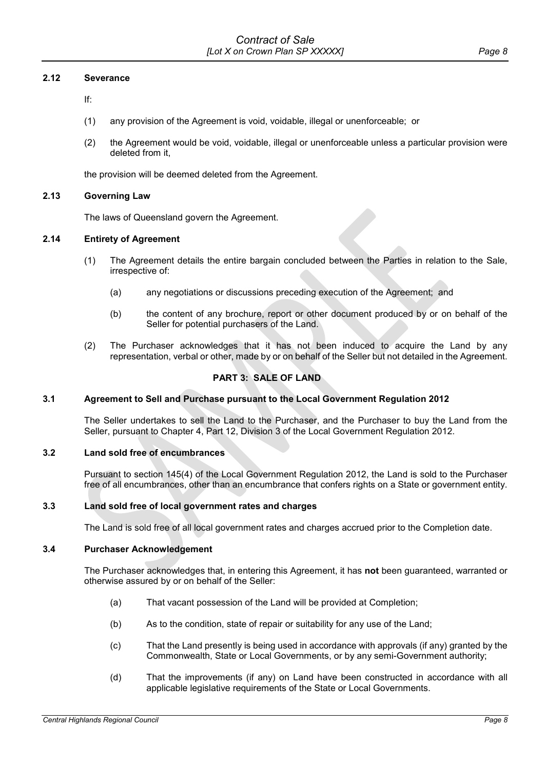### 2.12 Severance

If:

(1) any provision of the Agreement is void, voidable, illegal or unenforceable; or

(2) the Agreement would be void, voidable, illegal or unenforceable unless a particular provision were deleted from it,

the provision will be deemed deleted from the Agreement.

### 2.13 Governing Law

The laws of Queensland govern the Agreement.

### 2.14 Entirety of Agreement

(1) The Agreement details the entire bargain concluded between the Parties in relation to the Sale, irrespective of:

(a) any negotiations or discussions preceding execution of the Agreement; and

(b) the content of any brochure, report or other document produced by or on behalf of the Seller for potential purchasers of the Land.

(2) The Purchaser acknowledges that it has not been induced to acquire the Land by any representation, verbal or other, made by or on behalf of the Seller but not detailed in the Agreement.

## PART 3: SALE OF LAND

### 3.1 Agreement to Sell and Purchase pursuant to the Local Government Regulation 2012

The Seller undertakes to sell the Land to the Purchaser, and the Purchaser to buy the Land from the Seller, pursuant to Chapter 4, Part 12, Division 3 of the Local Government Regulation 2012.

### 3.2 Land sold free of encumbrances

Pursuant to section 145(4) of the Local Government Regulation 2012, the Land is sold to the Purchaser free of all encumbrances, other than an encumbrance that confers rights on a State or government entity.

### 3.3 Land sold free of local government rates and charges

The Land is sold free of all local government rates and charges accrued prior to the Completion date.

### 3.4 Purchaser Acknowledgement

The Purchaser acknowledges that, in entering this Agreement, it has **not** been guaranteed, warranted or otherwise assured by or on behalf of the Seller:

(a) That vacant possession of the Land will be provided at Completion;

(b) As to the condition, state of repair or suitability for any use of the Land;

(c) That the Land presently is being used in accordance with approvals (if any) granted by the Commonwealth, State or Local Governments, or by any semi-Government authority;

(d) That the improvements (if any) on Land have been constructed in accordance with all applicable legislative requirements of the State or Local Governments.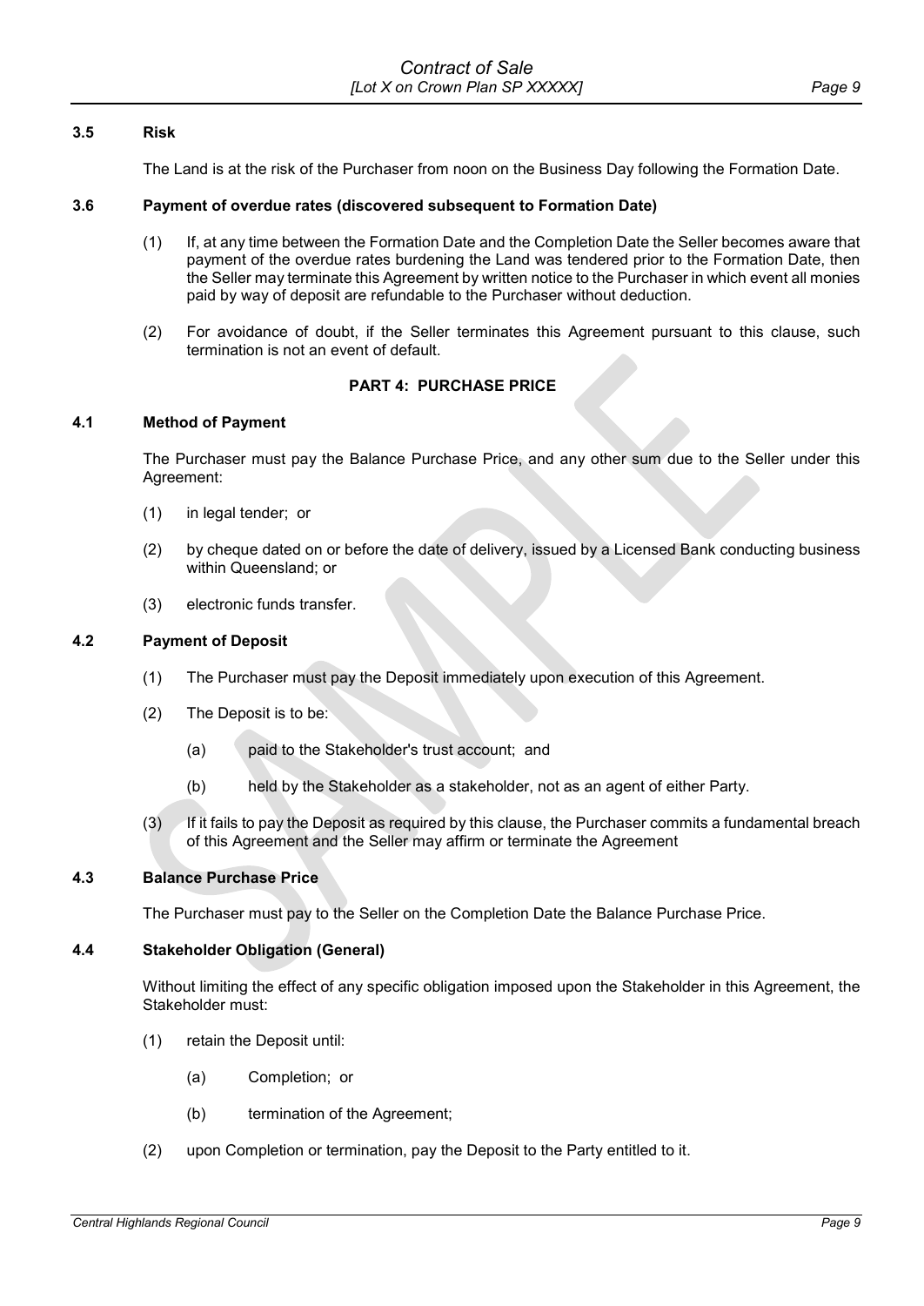### 3.5 Risk

The Land is at the risk of the Purchaser from noon on the Business Day following the Formation Date.

### 3.6 Payment of overdue rates (discovered subsequent to Formation Date)

(1) If, at any time between the Formation Date and the Completion Date the Seller becomes aware that payment of the overdue rates burdening the Land was tendered prior to the Formation Date, then the Seller may terminate this Agreement by written notice to the Purchaser in which event all monies paid by way of deposit are refundable to the Purchaser without deduction.

(2) For avoidance of doubt, if the Seller terminates this Agreement pursuant to this clause, such termination is not an event of default.

## PART 4: PURCHASE PRICE

### 4.1 Method of Payment

The Purchaser must pay the Balance Purchase Price, and any other sum due to the Seller under this Agreement:

(1) in legal tender; or

(2) by cheque dated on or before the date of delivery, issued by a Licensed Bank conducting business within Queensland; or

(3) electronic funds transfer.

### 4.2 Payment of Deposit

(1) The Purchaser must pay the Deposit immediately upon execution of this Agreement.

(2) The Deposit is to be:

  (a) paid to the Stakeholder's trust account; and

  (b) held by the Stakeholder as a stakeholder, not as an agent of either Party.

(3) If it fails to pay the Deposit as required by this clause, the Purchaser commits a fundamental breach of this Agreement and the Seller may affirm or terminate the Agreement

### 4.3 Balance Purchase Price

The Purchaser must pay to the Seller on the Completion Date the Balance Purchase Price.

### 4.4 Stakeholder Obligation (General)

Without limiting the effect of any specific obligation imposed upon the Stakeholder in this Agreement, the Stakeholder must:

(1) retain the Deposit until:

  (a) Completion; or

  (b) termination of the Agreement;

(2) upon Completion or termination, pay the Deposit to the Party entitled to it.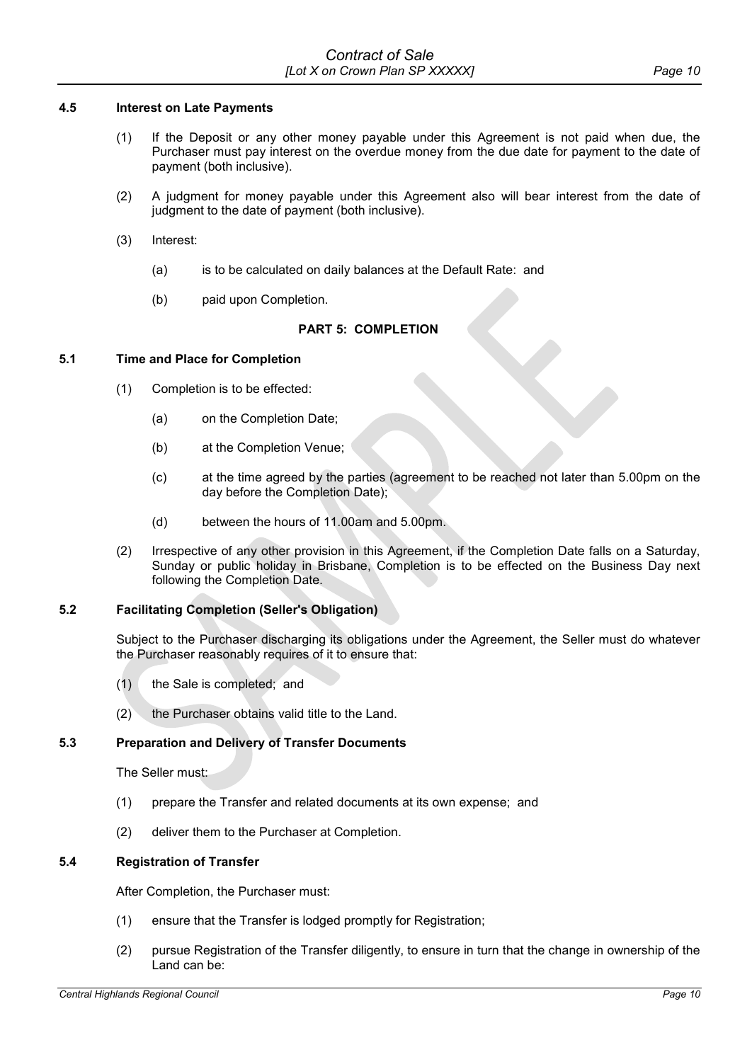#### 4.5 Interest on Late Payments

(1) If the Deposit or any other money payable under this Agreement is not paid when due, the Purchaser must pay interest on the overdue money from the due date for payment to the date of payment (both inclusive).

(2) A judgment for money payable under this Agreement also will bear interest from the date of judgment to the date of payment (both inclusive).

(3) Interest:

(a) is to be calculated on daily balances at the Default Rate: and

(b) paid upon Completion.

## PART 5: COMPLETION

#### 5.1 Time and Place for Completion

(1) Completion is to be effected:

(a) on the Completion Date;

(b) at the Completion Venue;

(c) at the time agreed by the parties (agreement to be reached not later than 5.00pm on the day before the Completion Date);

(d) between the hours of 11.00am and 5.00pm.

(2) Irrespective of any other provision in this Agreement, if the Completion Date falls on a Saturday, Sunday or public holiday in Brisbane, Completion is to be effected on the Business Day next following the Completion Date.

#### 5.2 Facilitating Completion (Seller's Obligation)

Subject to the Purchaser discharging its obligations under the Agreement, the Seller must do whatever the Purchaser reasonably requires of it to ensure that:

(1) the Sale is completed; and

(2) the Purchaser obtains valid title to the Land.

#### 5.3 Preparation and Delivery of Transfer Documents

The Seller must:

(1) prepare the Transfer and related documents at its own expense; and

(2) deliver them to the Purchaser at Completion.

#### 5.4 Registration of Transfer

After Completion, the Purchaser must:

(1) ensure that the Transfer is lodged promptly for Registration;

(2) pursue Registration of the Transfer diligently, to ensure in turn that the change in ownership of the Land can be: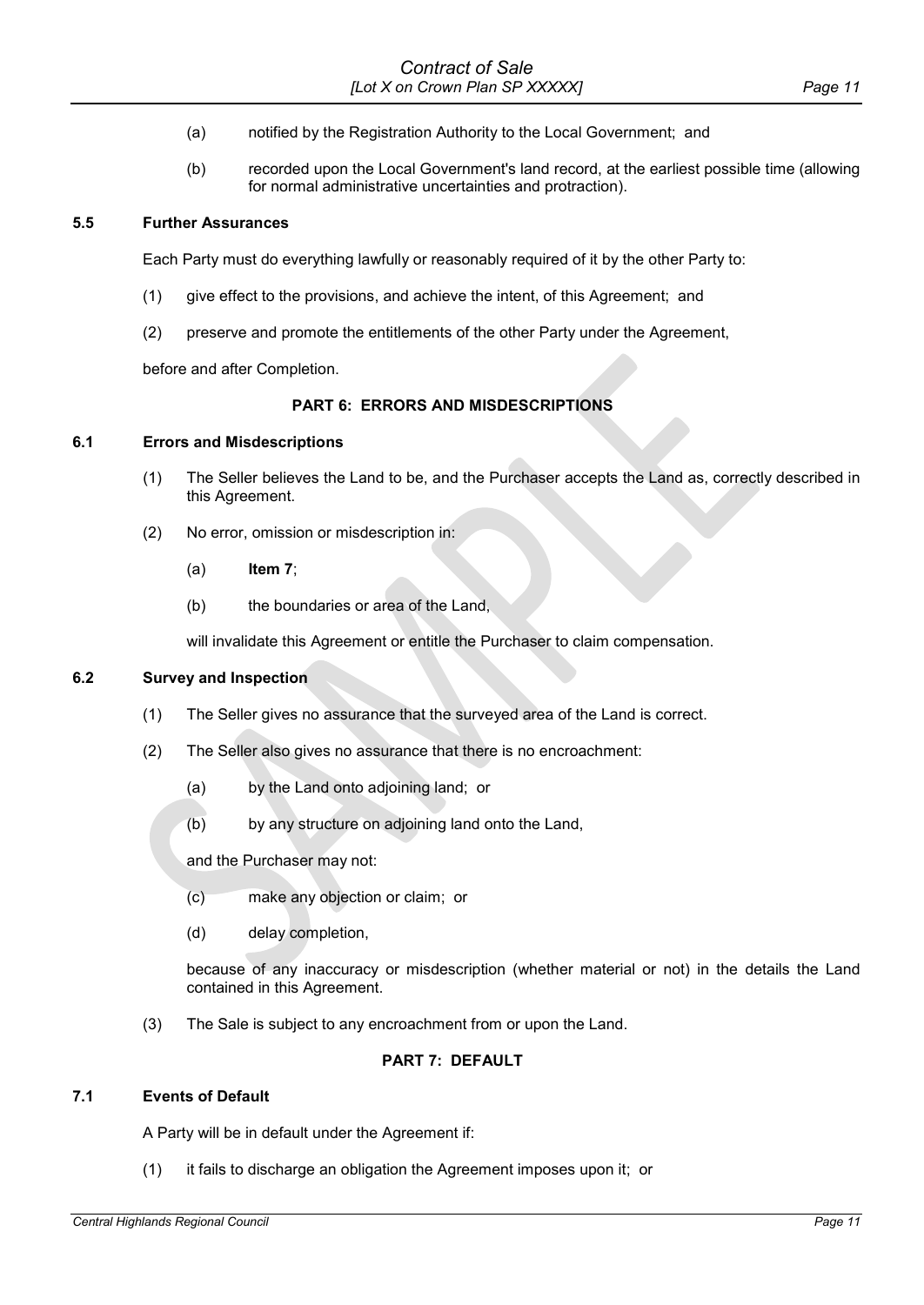(a) notified by the Registration Authority to the Local Government; and

(b) recorded upon the Local Government's land record, at the earliest possible time (allowing for normal administrative uncertainties and protraction).

### 5.5 Further Assurances

Each Party must do everything lawfully or reasonably required of it by the other Party to:

(1) give effect to the provisions, and achieve the intent, of this Agreement; and

(2) preserve and promote the entitlements of the other Party under the Agreement,

before and after Completion.

## PART 6: ERRORS AND MISDESCRIPTIONS

### 6.1 Errors and Misdescriptions

(1) The Seller believes the Land to be, and the Purchaser accepts the Land as, correctly described in this Agreement.

(2) No error, omission or misdescription in:

(a) **Item 7**;

(b) the boundaries or area of the Land,

will invalidate this Agreement or entitle the Purchaser to claim compensation.

### 6.2 Survey and Inspection

(1) The Seller gives no assurance that the surveyed area of the Land is correct.

(2) The Seller also gives no assurance that there is no encroachment:

(a) by the Land onto adjoining land; or

(b) by any structure on adjoining land onto the Land,

and the Purchaser may not:

(c) make any objection or claim; or

(d) delay completion,

because of any inaccuracy or misdescription (whether material or not) in the details the Land contained in this Agreement.

(3) The Sale is subject to any encroachment from or upon the Land.

## PART 7: DEFAULT

### 7.1 Events of Default

A Party will be in default under the Agreement if:

(1) it fails to discharge an obligation the Agreement imposes upon it; or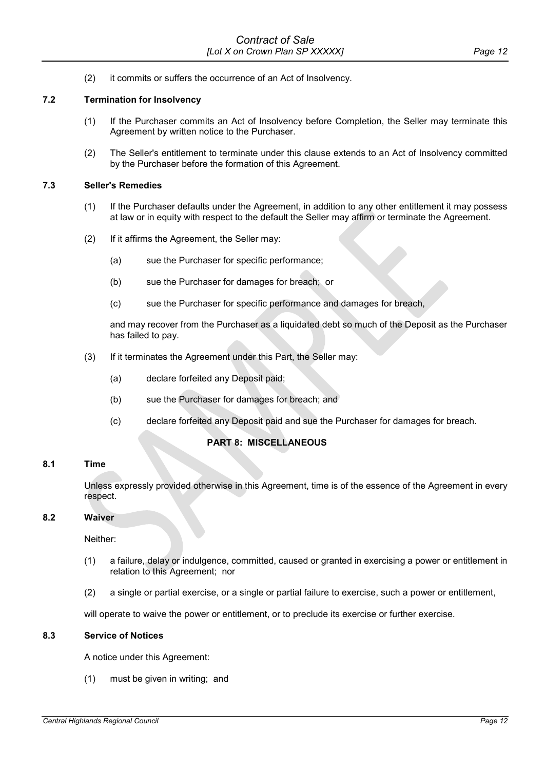(2) it commits or suffers the occurrence of an Act of Insolvency.

### 7.2 Termination for Insolvency

(1) If the Purchaser commits an Act of Insolvency before Completion, the Seller may terminate this Agreement by written notice to the Purchaser.

(2) The Seller's entitlement to terminate under this clause extends to an Act of Insolvency committed by the Purchaser before the formation of this Agreement.

### 7.3 Seller's Remedies

(1) If the Purchaser defaults under the Agreement, in addition to any other entitlement it may possess at law or in equity with respect to the default the Seller may affirm or terminate the Agreement.

(2) If it affirms the Agreement, the Seller may:

(a) sue the Purchaser for specific performance;

(b) sue the Purchaser for damages for breach; or

(c) sue the Purchaser for specific performance and damages for breach,

and may recover from the Purchaser as a liquidated debt so much of the Deposit as the Purchaser has failed to pay.

(3) If it terminates the Agreement under this Part, the Seller may:

(a) declare forfeited any Deposit paid;

(b) sue the Purchaser for damages for breach; and

(c) declare forfeited any Deposit paid and sue the Purchaser for damages for breach.

## PART 8: MISCELLANEOUS

### 8.1 Time

Unless expressly provided otherwise in this Agreement, time is of the essence of the Agreement in every respect.

### 8.2 Waiver

Neither:

(1) a failure, delay or indulgence, committed, caused or granted in exercising a power or entitlement in relation to this Agreement; nor

(2) a single or partial exercise, or a single or partial failure to exercise, such a power or entitlement,

will operate to waive the power or entitlement, or to preclude its exercise or further exercise.

### 8.3 Service of Notices

A notice under this Agreement:

(1) must be given in writing; and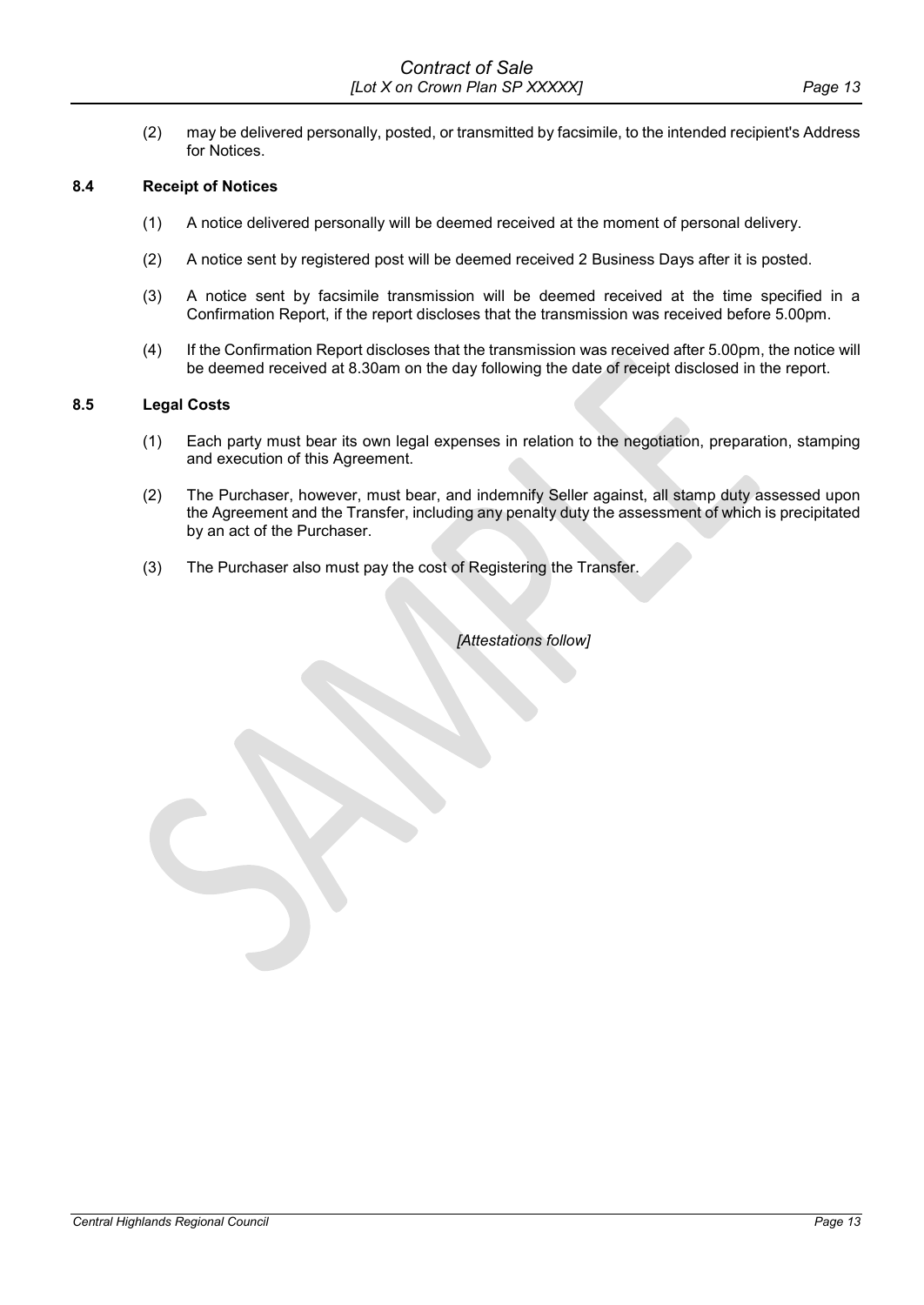(2) may be delivered personally, posted, or transmitted by facsimile, to the intended recipient's Address for Notices.

### 8.4 Receipt of Notices

(1) A notice delivered personally will be deemed received at the moment of personal delivery.

(2) A notice sent by registered post will be deemed received 2 Business Days after it is posted.

(3) A notice sent by facsimile transmission will be deemed received at the time specified in a Confirmation Report, if the report discloses that the transmission was received before 5.00pm.

(4) If the Confirmation Report discloses that the transmission was received after 5.00pm, the notice will be deemed received at 8.30am on the day following the date of receipt disclosed in the report.

### 8.5 Legal Costs

(1) Each party must bear its own legal expenses in relation to the negotiation, preparation, stamping and execution of this Agreement.

(2) The Purchaser, however, must bear, and indemnify Seller against, all stamp duty assessed upon the Agreement and the Transfer, including any penalty duty the assessment of which is precipitated by an act of the Purchaser.

(3) The Purchaser also must pay the cost of Registering the Transfer.

*[Attestations follow]*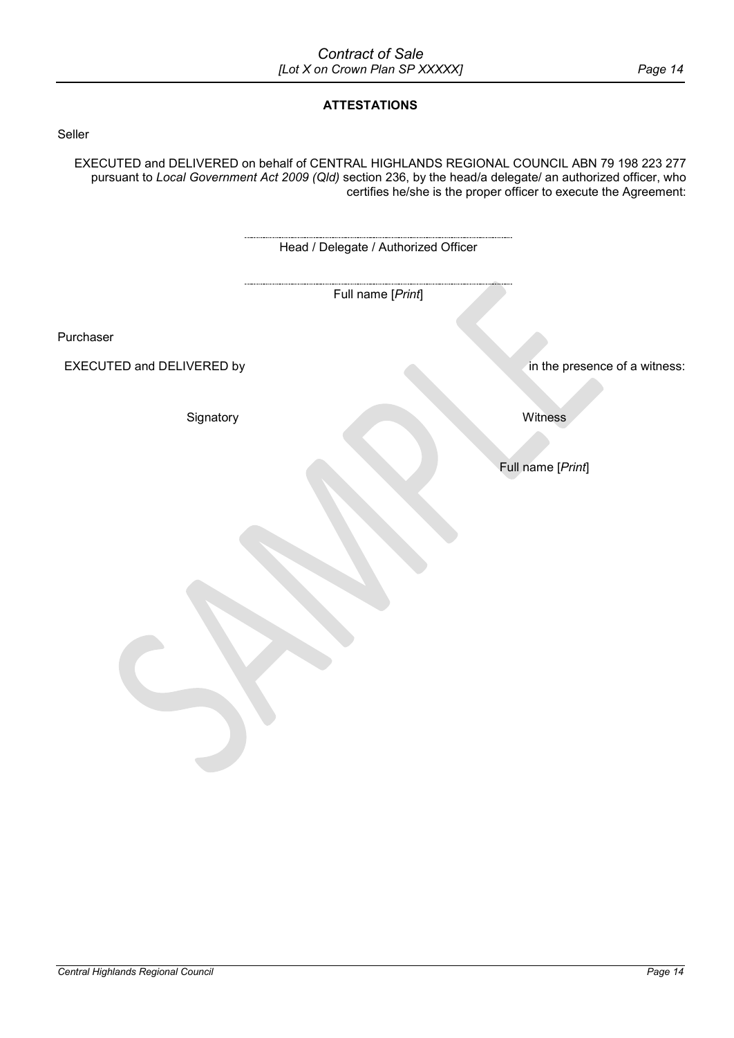## ATTESTATIONS

Seller

EXECUTED and DELIVERED on behalf of CENTRAL HIGHLANDS REGIONAL COUNCIL ABN 79 198 223 277 pursuant to *Local Government Act 2009 (Qld)* section 236, by the head/a delegate/ an authorized officer, who certifies he/she is the proper officer to execute the Agreement:

.............................................................................

Head / Delegate / Authorized Officer

.............................................................................

Full name [*Print*]

Purchaser

EXECUTED and DELIVERED by in the presence of a witness:

Signatory

Witness

Full name [*Print*]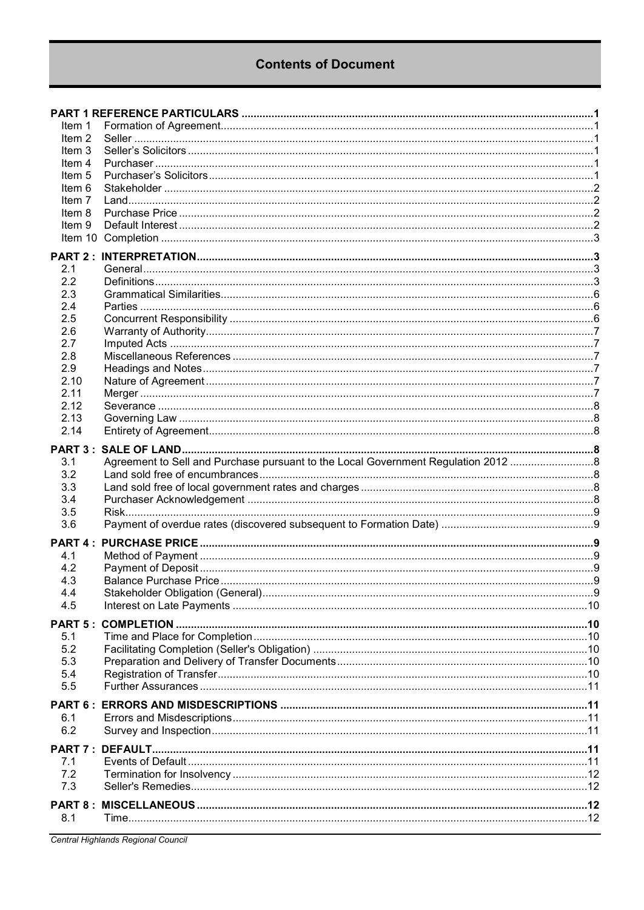# Contents of Document

| | | |
|---|---|---|
| **PART 1 REFERENCE PARTICULARS** | | **1** |
| Item 1 | Formation of Agreement | 1 |
| Item 2 | Seller | 1 |
| Item 3 | Seller's Solicitors | 1 |
| Item 4 | Purchaser | 1 |
| Item 5 | Purchaser's Solicitors | 1 |
| Item 6 | Stakeholder | 2 |
| Item 7 | Land | 2 |
| Item 8 | Purchase Price | 2 |
| Item 9 | Default Interest | 2 |
| Item 10 | Completion | 3 |
| **PART 2 : INTERPRETATION** | | **3** |
| 2.1 | General | 3 |
| 2.2 | Definitions | 3 |
| 2.3 | Grammatical Similarities | 6 |
| 2.4 | Parties | 6 |
| 2.5 | Concurrent Responsibility | 6 |
| 2.6 | Warranty of Authority | 7 |
| 2.7 | Imputed Acts | 7 |
| 2.8 | Miscellaneous References | 7 |
| 2.9 | Headings and Notes | 7 |
| 2.10 | Nature of Agreement | 7 |
| 2.11 | Merger | 7 |
| 2.12 | Severance | 8 |
| 2.13 | Governing Law | 8 |
| 2.14 | Entirety of Agreement | 8 |
| **PART 3 : SALE OF LAND** | | **8** |
| 3.1 | Agreement to Sell and Purchase pursuant to the Local Government Regulation 2012 | 8 |
| 3.2 | Land sold free of encumbrances | 8 |
| 3.3 | Land sold free of local government rates and charges | 8 |
| 3.4 | Purchaser Acknowledgement | 8 |
| 3.5 | Risk | 9 |
| 3.6 | Payment of overdue rates (discovered subsequent to Formation Date) | 9 |
| **PART 4 : PURCHASE PRICE** | | **9** |
| 4.1 | Method of Payment | 9 |
| 4.2 | Payment of Deposit | 9 |
| 4.3 | Balance Purchase Price | 9 |
| 4.4 | Stakeholder Obligation (General) | 9 |
| 4.5 | Interest on Late Payments | 10 |
| **PART 5 : COMPLETION** | | **10** |
| 5.1 | Time and Place for Completion | 10 |
| 5.2 | Facilitating Completion (Seller's Obligation) | 10 |
| 5.3 | Preparation and Delivery of Transfer Documents | 10 |
| 5.4 | Registration of Transfer | 10 |
| 5.5 | Further Assurances | 11 |
| **PART 6 : ERRORS AND MISDESCRIPTIONS** | | **11** |
| 6.1 | Errors and Misdescriptions | 11 |
| 6.2 | Survey and Inspection | 11 |
| **PART 7 : DEFAULT** | | **11** |
| 7.1 | Events of Default | 11 |
| 7.2 | Termination for Insolvency | 12 |
| 7.3 | Seller's Remedies | 12 |
| **PART 8 : MISCELLANEOUS** | | **12** |
| 8.1 | Time | 12 |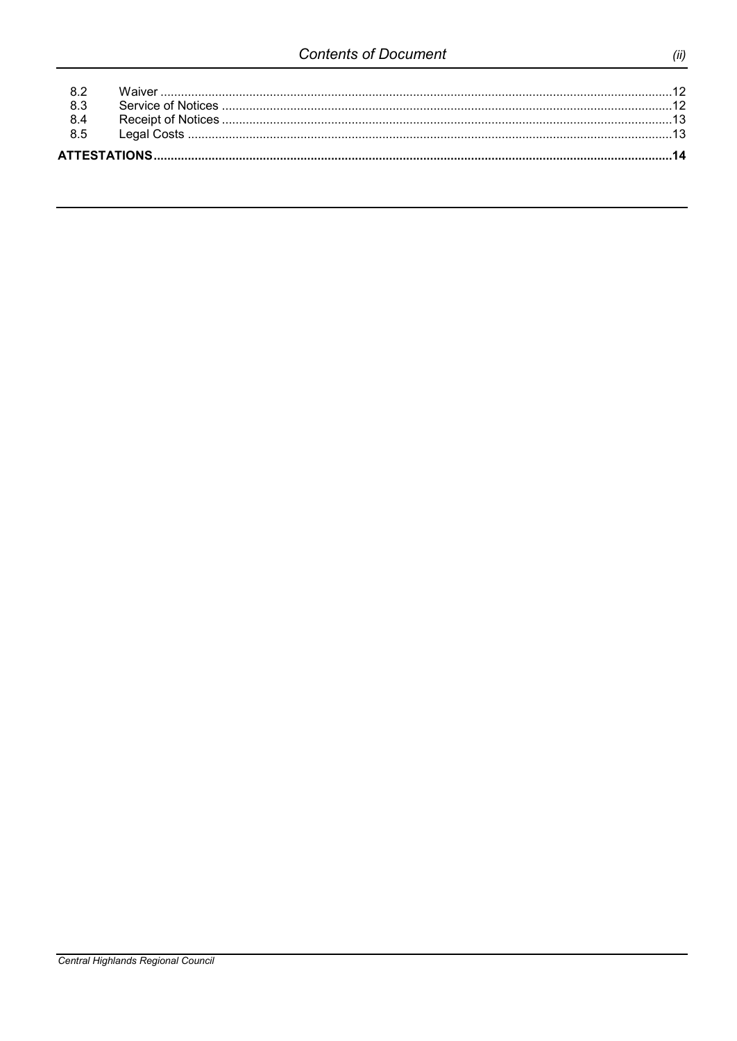| | | |
|---|---|---|
| 8.2 | Waiver | 12 |
| 8.3 | Service of Notices | 12 |
| 8.4 | Receipt of Notices | 13 |
| 8.5 | Legal Costs | 13 |
| **ATTESTATIONS** | | **14** |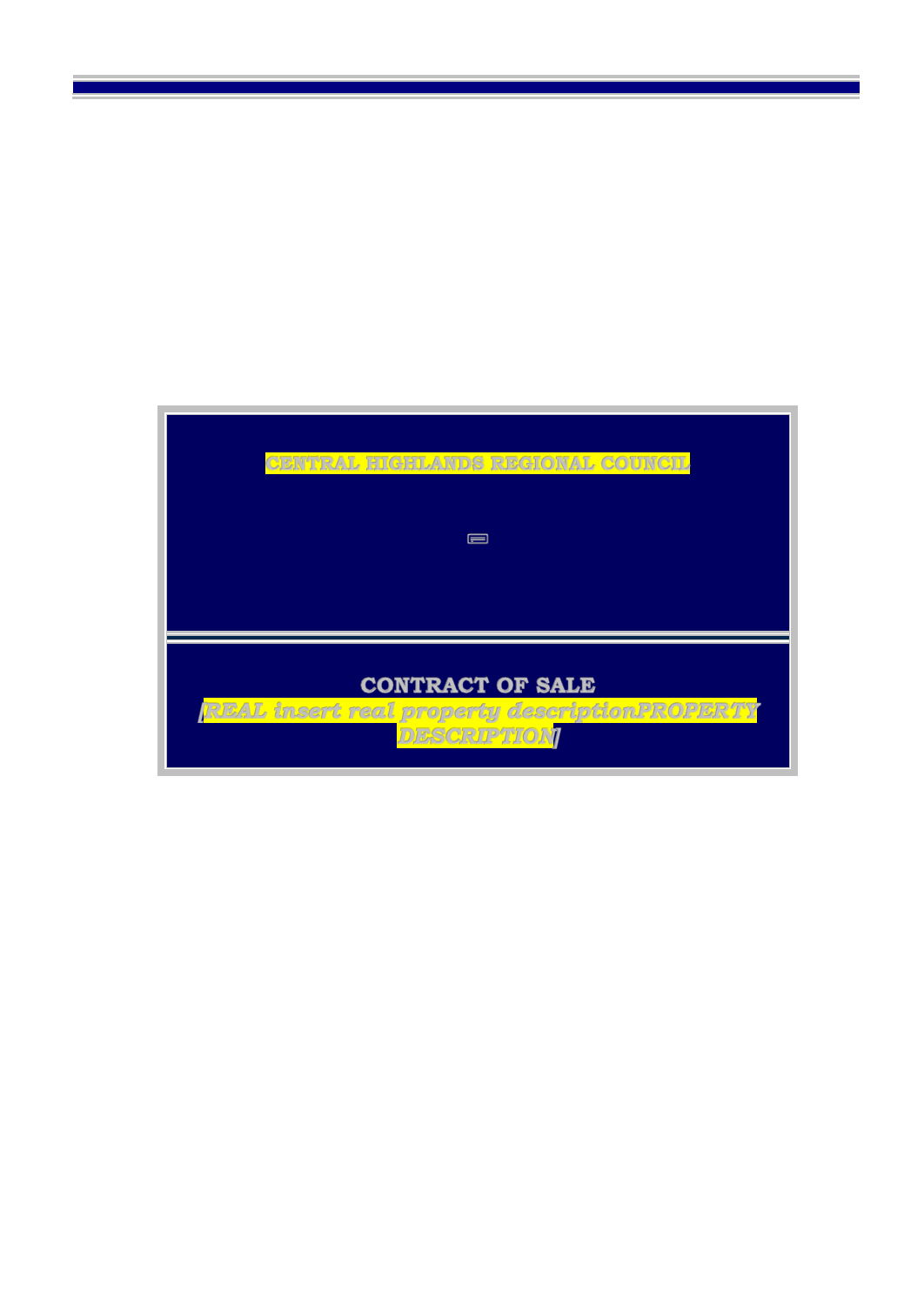CENTRAL HIGHLANDS REGIONAL COUNCIL

CONTRACT OF SALE

*[REAL insert real property descriptionPROPERTY DESCRIPTION]*